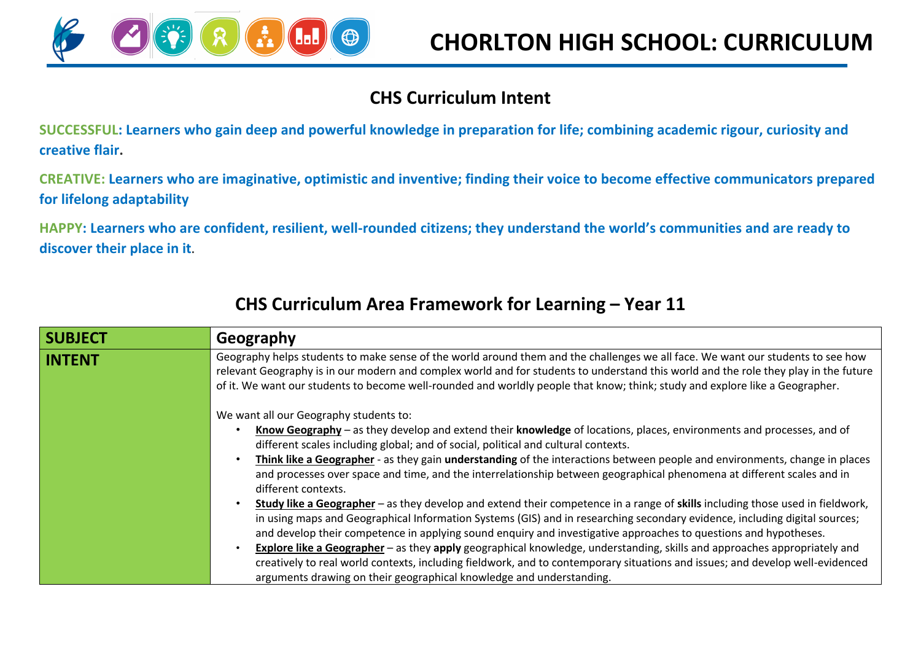# CHORLTON HIGH SCHOOL: CURRICULUM

## CHS Curriculum Intent

**SUCCESSFUL: Learners who gain deep and powerful knowledge in preparation for life; combining academic rigour, curiosity and creative flair.**

**CREATIVE: Learners who are imaginative, optimistic and inventive; finding their voice to become effective communicators prepared for lifelong adaptability**

**HAPPY: Learners who are confident, resilient, well-rounded citizens; they understand the world's communities and are ready to discover their place in it.**

## CHS Curriculum Area Framework for Learning – Year 11

| **SUBJECT** | **Geography** |
|---|---|
| **INTENT** | Geography helps students to make sense of the world around them and the challenges we all face. We want our students to see how relevant Geography is in our modern and complex world and for students to understand this world and the role they play in the future of it. We want our students to become well-rounded and worldly people that know; think; study and explore like a Geographer.<br><br>We want all our Geography students to:<br>• **Know Geography** – as they develop and extend their **knowledge** of locations, places, environments and processes, and of different scales including global; and of social, political and cultural contexts.<br>• **Think like a Geographer** - as they gain **understanding** of the interactions between people and environments, change in places and processes over space and time, and the interrelationship between geographical phenomena at different scales and in different contexts.<br>• **Study like a Geographer** – as they develop and extend their competence in a range of **skills** including those used in fieldwork, in using maps and Geographical Information Systems (GIS) and in researching secondary evidence, including digital sources; and develop their competence in applying sound enquiry and investigative approaches to questions and hypotheses.<br>• **Explore like a Geographer** – as they **apply** geographical knowledge, understanding, skills and approaches appropriately and creatively to real world contexts, including fieldwork, and to contemporary situations and issues; and develop well-evidenced arguments drawing on their geographical knowledge and understanding. |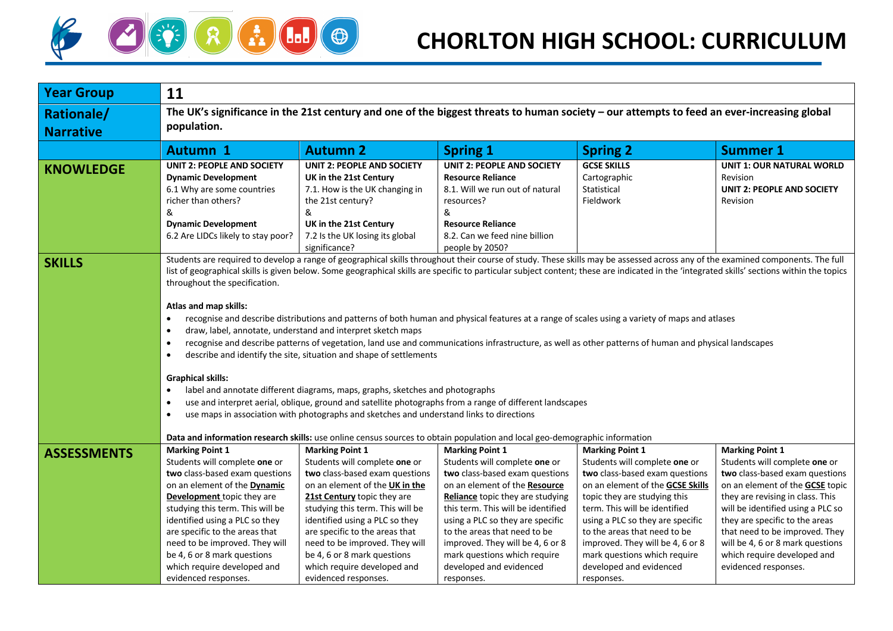# CHORLTON HIGH SCHOOL: CURRICULUM

| **Year Group** | **11** | | | | |
|---|---|---|---|---|---|
| **Rationale/ Narrative** | **The UK's significance in the 21st century and one of the biggest threats to human society – our attempts to feed an ever-increasing global population.** | | | | |
| | **Autumn 1** | **Autumn 2** | **Spring 1** | **Spring 2** | **Summer 1** |
| **KNOWLEDGE** | **UNIT 2: PEOPLE AND SOCIETY**<br>**Dynamic Development**<br>6.1 Why are some countries richer than others?<br>&<br>**Dynamic Development**<br>6.2 Are LIDCs likely to stay poor? | **UNIT 2: PEOPLE AND SOCIETY**<br>**UK in the 21st Century**<br>7.1. How is the UK changing in the 21st century?<br>&<br>**UK in the 21st Century**<br>7.2 Is the UK losing its global significance? | **UNIT 2: PEOPLE AND SOCIETY**<br>**Resource Reliance**<br>8.1. Will we run out of natural resources?<br>&<br>**Resource Reliance**<br>8.2. Can we feed nine billion people by 2050? | **GCSE SKILLS**<br>Cartographic<br>Statistical<br>Fieldwork | **UNIT 1: OUR NATURAL WORLD**<br>Revision<br>**UNIT 2: PEOPLE AND SOCIETY**<br>Revision |
| **SKILLS** | Students are required to develop a range of geographical skills throughout their course of study. These skills may be assessed across any of the examined components. The full list of geographical skills is given below. Some geographical skills are specific to particular subject content; these are indicated in the 'integrated skills' sections within the topics throughout the specification.<br><br>**Atlas and map skills:**<br>• recognise and describe distributions and patterns of both human and physical features at a range of scales using a variety of maps and atlases<br>• draw, label, annotate, understand and interpret sketch maps<br>• recognise and describe patterns of vegetation, land use and communications infrastructure, as well as other patterns of human and physical landscapes<br>• describe and identify the site, situation and shape of settlements<br><br>**Graphical skills:**<br>• label and annotate different diagrams, maps, graphs, sketches and photographs<br>• use and interpret aerial, oblique, ground and satellite photographs from a range of different landscapes<br>• use maps in association with photographs and sketches and understand links to directions<br><br>**Data and information research skills:** use online census sources to obtain population and local geo-demographic information | | | | |
| **ASSESSMENTS** | **Marking Point 1**<br>Students will complete **one** or **two** class-based exam questions on an element of the **Dynamic Development** topic they are studying this term. This will be identified using a PLC so they are specific to the areas that need to be improved. They will be 4, 6 or 8 mark questions which require developed and evidenced responses. | **Marking Point 1**<br>Students will complete **one** or **two** class-based exam questions on an element of the **UK in the 21st Century** topic they are studying this term. This will be identified using a PLC so they are specific to the areas that need to be improved. They will be 4, 6 or 8 mark questions which require developed and evidenced responses. | **Marking Point 1**<br>Students will complete **one** or **two** class-based exam questions on an element of the **Resource Reliance** topic they are studying this term. This will be identified using a PLC so they are specific to the areas that need to be improved. They will be 4, 6 or 8 mark questions which require developed and evidenced responses. | **Marking Point 1**<br>Students will complete **one** or **two** class-based exam questions on an element of the **GCSE Skills** topic they are studying this term. This will be identified using a PLC so they are specific to the areas that need to be improved. They will be 4, 6 or 8 mark questions which require developed and evidenced responses. | **Marking Point 1**<br>Students will complete **one** or **two** class-based exam questions on an element of the **GCSE** topic they are revising in class. This will be identified using a PLC so they are specific to the areas that need to be improved. They will be 4, 6 or 8 mark questions which require developed and evidenced responses. |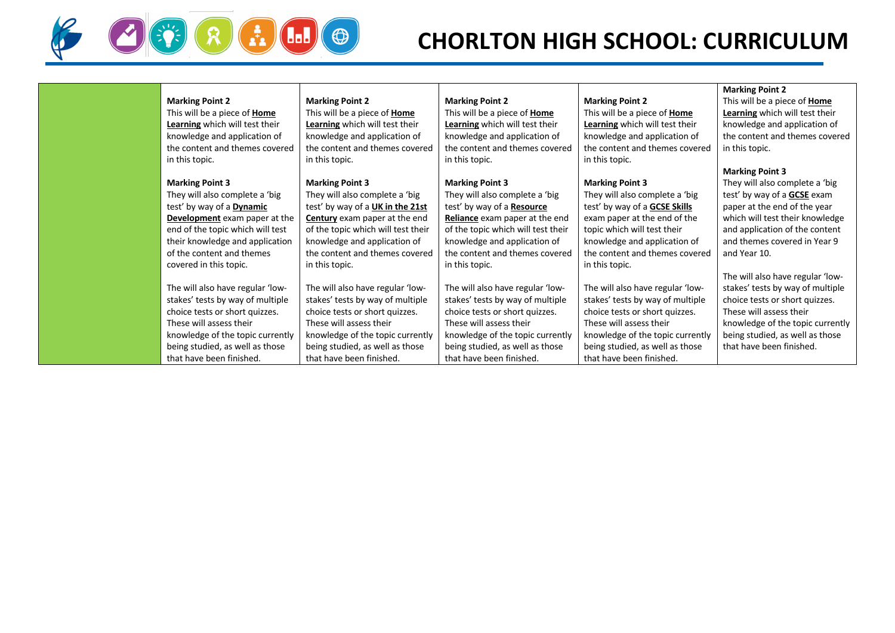# CHORLTON HIGH SCHOOL: CURRICULUM

| | | | | | |
|---|---|---|---|---|---|
| | **Marking Point 2**<br>This will be a piece of **Home Learning** which will test their knowledge and application of the content and themes covered in this topic.<br><br>**Marking Point 3**<br>They will also complete a 'big test' by way of a **Dynamic Development** exam paper at the end of the topic which will test their knowledge and application of the content and themes covered in this topic.<br><br>The will also have regular 'low-stakes' tests by way of multiple choice tests or short quizzes. These will assess their knowledge of the topic currently being studied, as well as those that have been finished. | **Marking Point 2**<br>This will be a piece of **Home Learning** which will test their knowledge and application of the content and themes covered in this topic.<br><br>**Marking Point 3**<br>They will also complete a 'big test' by way of a **UK in the 21st Century** exam paper at the end of the topic which will test their knowledge and application of the content and themes covered in this topic.<br><br>The will also have regular 'low-stakes' tests by way of multiple choice tests or short quizzes. These will assess their knowledge of the topic currently being studied, as well as those that have been finished. | **Marking Point 2**<br>This will be a piece of **Home Learning** which will test their knowledge and application of the content and themes covered in this topic.<br><br>**Marking Point 3**<br>They will also complete a 'big test' by way of a **Resource Reliance** exam paper at the end of the topic which will test their knowledge and application of the content and themes covered in this topic.<br><br>The will also have regular 'low-stakes' tests by way of multiple choice tests or short quizzes. These will assess their knowledge of the topic currently being studied, as well as those that have been finished. | **Marking Point 2**<br>This will be a piece of **Home Learning** which will test their knowledge and application of the content and themes covered in this topic.<br><br>**Marking Point 3**<br>They will also complete a 'big test' by way of a **GCSE Skills** exam paper at the end of the topic which will test their knowledge and application of the content and themes covered in this topic.<br><br>The will also have regular 'low-stakes' tests by way of multiple choice tests or short quizzes. These will assess their knowledge of the topic currently being studied, as well as those that have been finished. | **Marking Point 2**<br>This will be a piece of **Home Learning** which will test their knowledge and application of the content and themes covered in this topic.<br><br>**Marking Point 3**<br>They will also complete a 'big test' by way of a **GCSE** exam paper at the end of the year which will test their knowledge and application of the content and themes covered in Year 9 and Year 10.<br><br>The will also have regular 'low-stakes' tests by way of multiple choice tests or short quizzes. These will assess their knowledge of the topic currently being studied, as well as those that have been finished. |